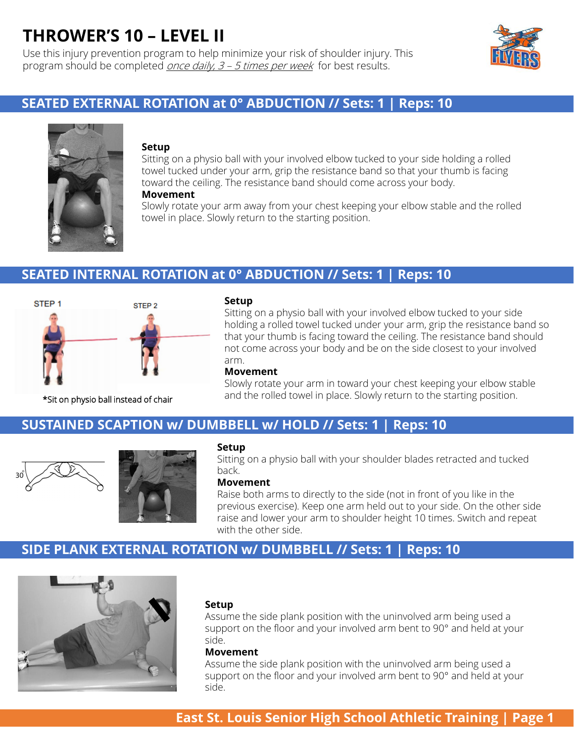# THROWER'S 10 – LEVEL II

Use this injury prevention program to help minimize your risk of shoulder injury. This program should be completed *once daily, 3 – 5 times per week* for best results.

## SEATED EXTERNAL ROTATION at 0° ABDUCTION // Sets: 1 | Reps: 10

**Setup**
Sitting on a physio ball with your involved elbow tucked to your side holding a rolled towel tucked under your arm, grip the resistance band so that your thumb is facing toward the ceiling. The resistance band should come across your body.

**Movement**
Slowly rotate your arm away from your chest keeping your elbow stable and the rolled towel in place. Slowly return to the starting position.

## SEATED INTERNAL ROTATION at 0° ABDUCTION // Sets: 1 | Reps: 10

STEP 1 STEP 2

*Sit on physio ball instead of chair

**Setup**
Sitting on a physio ball with your involved elbow tucked to your side holding a rolled towel tucked under your arm, grip the resistance band so that your thumb is facing toward the ceiling. The resistance band should not come across your body and be on the side closest to your involved arm.

**Movement**
Slowly rotate your arm in toward your chest keeping your elbow stable and the rolled towel in place. Slowly return to the starting position.

## SUSTAINED SCAPTION w/ DUMBBELL w/ HOLD // Sets: 1 | Reps: 10

30°

**Setup**
Sitting on a physio ball with your shoulder blades retracted and tucked back.

**Movement**
Raise both arms to directly to the side (not in front of you like in the previous exercise). Keep one arm held out to your side. On the other side raise and lower your arm to shoulder height 10 times. Switch and repeat with the other side.

## SIDE PLANK EXTERNAL ROTATION w/ DUMBBELL // Sets: 1 | Reps: 10

**Setup**
Assume the side plank position with the uninvolved arm being used a support on the floor and your involved arm bent to 90° and held at your side.

**Movement**
Assume the side plank position with the uninvolved arm being used a support on the floor and your involved arm bent to 90° and held at your side.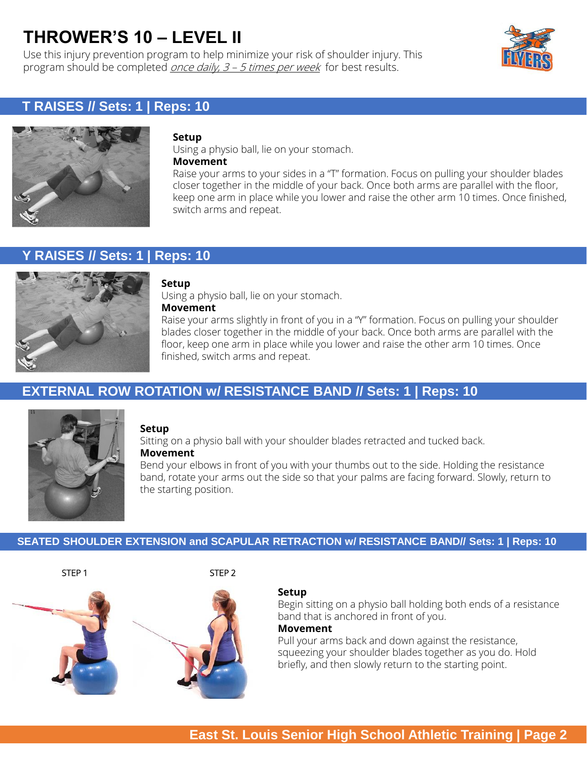# THROWER'S 10 – LEVEL II

Use this injury prevention program to help minimize your risk of shoulder injury. This program should be completed *once daily, 3 – 5 times per week* for best results.

## T RAISES // Sets: 1 | Reps: 10

**Setup**

Using a physio ball, lie on your stomach.

**Movement**

Raise your arms to your sides in a "T" formation. Focus on pulling your shoulder blades closer together in the middle of your back. Once both arms are parallel with the floor, keep one arm in place while you lower and raise the other arm 10 times. Once finished, switch arms and repeat.

## Y RAISES // Sets: 1 | Reps: 10

**Setup**

Using a physio ball, lie on your stomach.

**Movement**

Raise your arms slightly in front of you in a "Y" formation. Focus on pulling your shoulder blades closer together in the middle of your back. Once both arms are parallel with the floor, keep one arm in place while you lower and raise the other arm 10 times. Once finished, switch arms and repeat.

## EXTERNAL ROW ROTATION w/ RESISTANCE BAND // Sets: 1 | Reps: 10

**Setup**

Sitting on a physio ball with your shoulder blades retracted and tucked back.

**Movement**

Bend your elbows in front of you with your thumbs out to the side. Holding the resistance band, rotate your arms out the side so that your palms are facing forward. Slowly, return to the starting position.

## SEATED SHOULDER EXTENSION and SCAPULAR RETRACTION w/ RESISTANCE BAND// Sets: 1 | Reps: 10

STEP 1

STEP 2

**Setup**

Begin sitting on a physio ball holding both ends of a resistance band that is anchored in front of you.

**Movement**

Pull your arms back and down against the resistance, squeezing your shoulder blades together as you do. Hold briefly, and then slowly return to the starting point.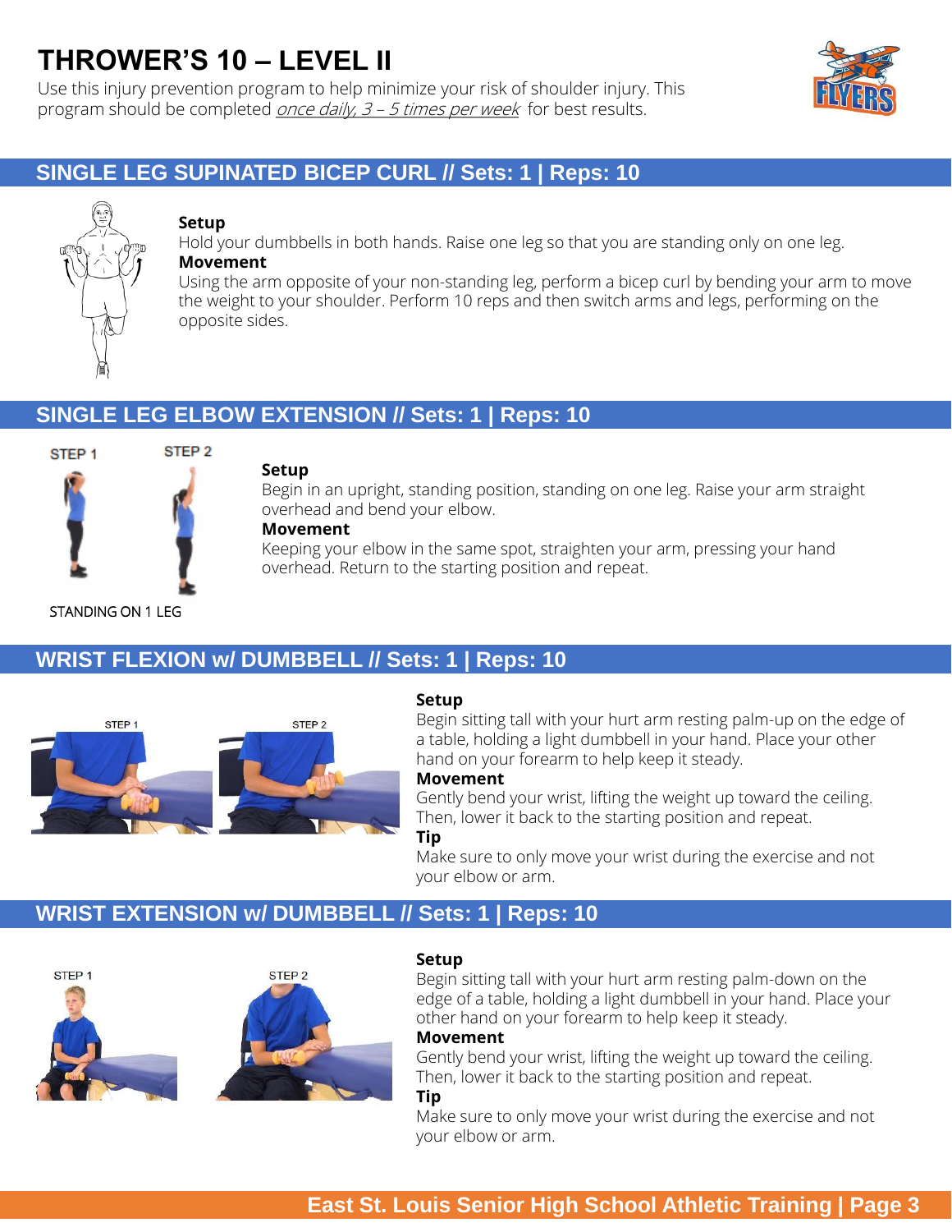# THROWER'S 10 – LEVEL II

Use this injury prevention program to help minimize your risk of shoulder injury. This program should be completed *once daily, 3 – 5 times per week* for best results.

## SINGLE LEG SUPINATED BICEP CURL // Sets: 1 | Reps: 10

**Setup**

Hold your dumbbells in both hands. Raise one leg so that you are standing only on one leg.

**Movement**

Using the arm opposite of your non-standing leg, perform a bicep curl by bending your arm to move the weight to your shoulder. Perform 10 reps and then switch arms and legs, performing on the opposite sides.

## SINGLE LEG ELBOW EXTENSION // Sets: 1 | Reps: 10

STEP 1 STEP 2

STANDING ON 1 LEG

**Setup**

Begin in an upright, standing position, standing on one leg. Raise your arm straight overhead and bend your elbow.

**Movement**

Keeping your elbow in the same spot, straighten your arm, pressing your hand overhead. Return to the starting position and repeat.

## WRIST FLEXION w/ DUMBBELL // Sets: 1 | Reps: 10

STEP 1 STEP 2

**Setup**

Begin sitting tall with your hurt arm resting palm-up on the edge of a table, holding a light dumbbell in your hand. Place your other hand on your forearm to help keep it steady.

**Movement**

Gently bend your wrist, lifting the weight up toward the ceiling. Then, lower it back to the starting position and repeat.

**Tip**

Make sure to only move your wrist during the exercise and not your elbow or arm.

## WRIST EXTENSION w/ DUMBBELL // Sets: 1 | Reps: 10

STEP 1 STEP 2

**Setup**

Begin sitting tall with your hurt arm resting palm-down on the edge of a table, holding a light dumbbell in your hand. Place your other hand on your forearm to help keep it steady.

**Movement**

Gently bend your wrist, lifting the weight up toward the ceiling. Then, lower it back to the starting position and repeat.

**Tip**

Make sure to only move your wrist during the exercise and not your elbow or arm.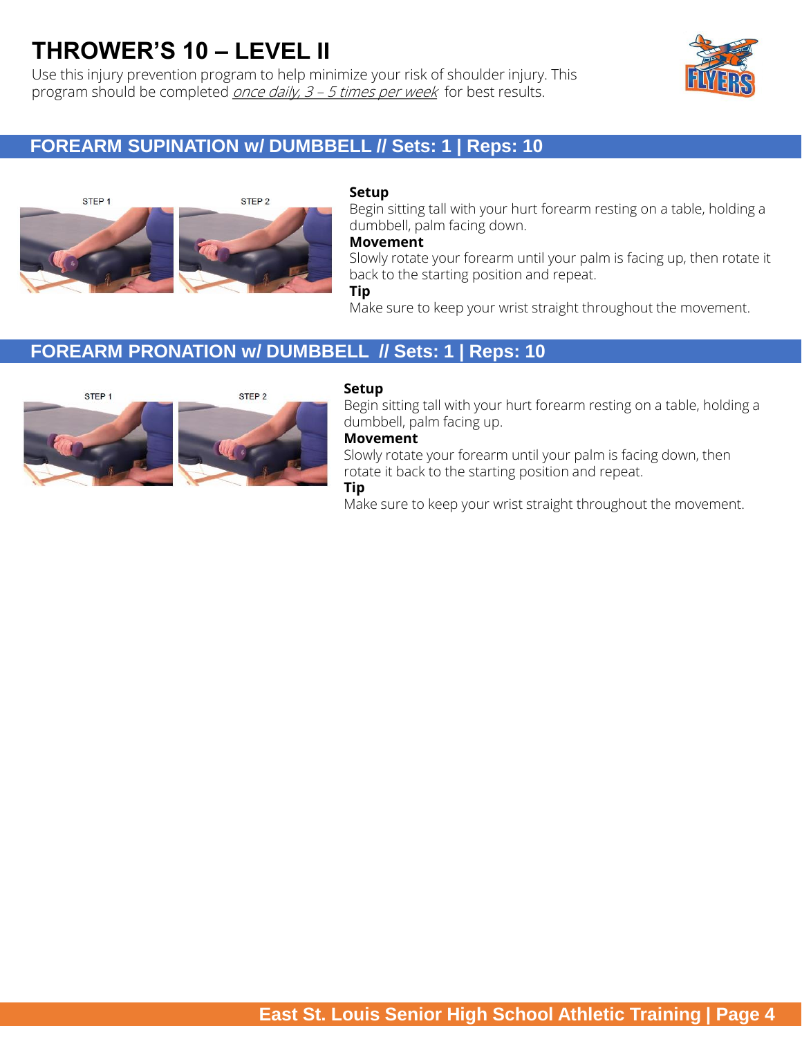# THROWER'S 10 – LEVEL II

Use this injury prevention program to help minimize your risk of shoulder injury. This program should be completed *once daily, 3 – 5 times per week* for best results.

## FOREARM SUPINATION w/ DUMBBELL // Sets: 1 | Reps: 10

STEP 1

STEP 2

**Setup**
Begin sitting tall with your hurt forearm resting on a table, holding a dumbbell, palm facing down.

**Movement**
Slowly rotate your forearm until your palm is facing up, then rotate it back to the starting position and repeat.

**Tip**
Make sure to keep your wrist straight throughout the movement.

## FOREARM PRONATION w/ DUMBBELL // Sets: 1 | Reps: 10

STEP 1

STEP 2

**Setup**
Begin sitting tall with your hurt forearm resting on a table, holding a dumbbell, palm facing up.

**Movement**
Slowly rotate your forearm until your palm is facing down, then rotate it back to the starting position and repeat.

**Tip**
Make sure to keep your wrist straight throughout the movement.